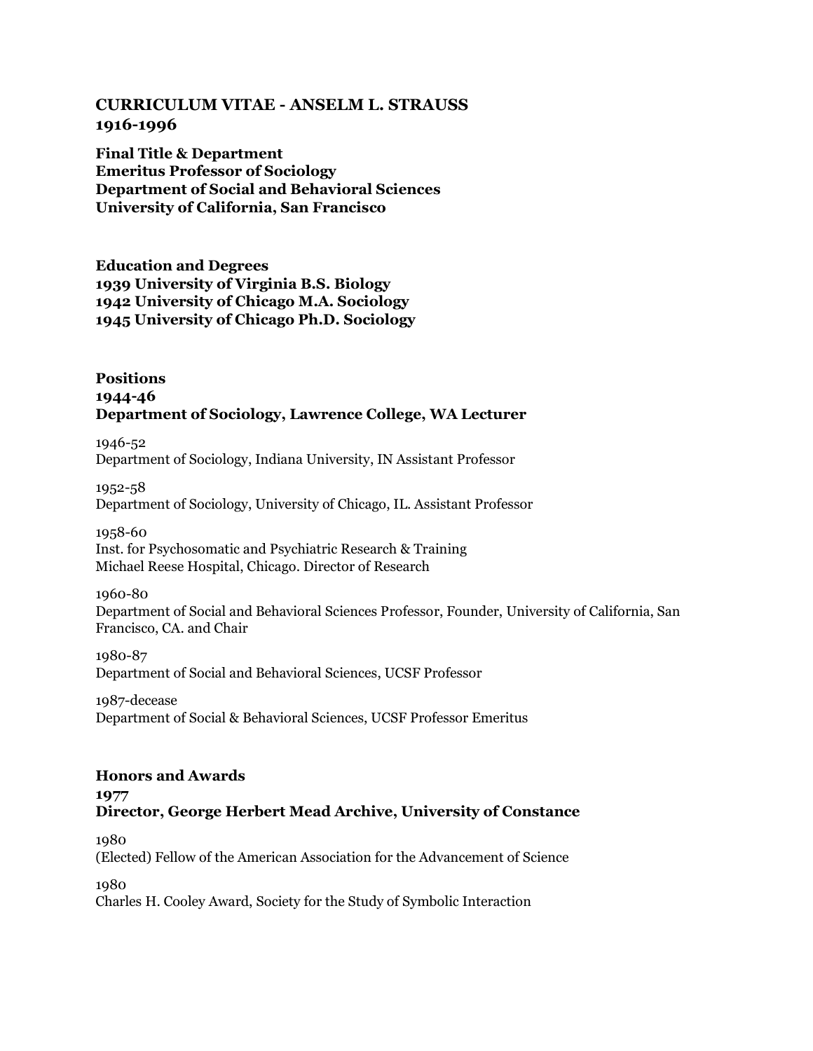## CURRICULUM VITAE - ANSELM L. STRAUSS
## 1916-1996

**Final Title & Department**
**Emeritus Professor of Sociology**
**Department of Social and Behavioral Sciences**
**University of California, San Francisco**

**Education and Degrees**
**1939 University of Virginia B.S. Biology**
**1942 University of Chicago M.A. Sociology**
**1945 University of Chicago Ph.D. Sociology**

**Positions**
**1944-46**
**Department of Sociology, Lawrence College, WA Lecturer**

1946-52
Department of Sociology, Indiana University, IN Assistant Professor

1952-58
Department of Sociology, University of Chicago, IL. Assistant Professor

1958-60
Inst. for Psychosomatic and Psychiatric Research & Training
Michael Reese Hospital, Chicago. Director of Research

1960-80
Department of Social and Behavioral Sciences Professor, Founder, University of California, San Francisco, CA. and Chair

1980-87
Department of Social and Behavioral Sciences, UCSF Professor

1987-decease
Department of Social & Behavioral Sciences, UCSF Professor Emeritus

**Honors and Awards**
**1977**
**Director, George Herbert Mead Archive, University of Constance**

1980
(Elected) Fellow of the American Association for the Advancement of Science

1980
Charles H. Cooley Award, Society for the Study of Symbolic Interaction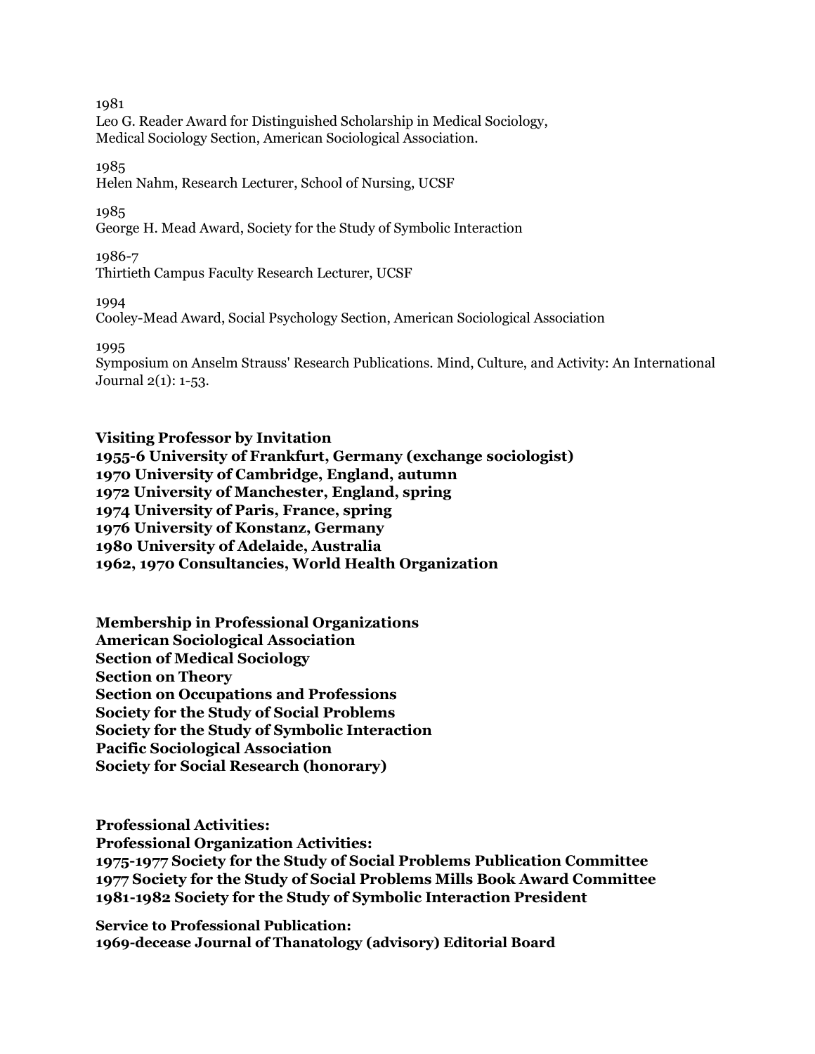1981
Leo G. Reader Award for Distinguished Scholarship in Medical Sociology,
Medical Sociology Section, American Sociological Association.

1985
Helen Nahm, Research Lecturer, School of Nursing, UCSF

1985
George H. Mead Award, Society for the Study of Symbolic Interaction

1986-7
Thirtieth Campus Faculty Research Lecturer, UCSF

1994
Cooley-Mead Award, Social Psychology Section, American Sociological Association

1995
Symposium on Anselm Strauss' Research Publications. Mind, Culture, and Activity: An International Journal 2(1): 1-53.

**Visiting Professor by Invitation**
**1955-6 University of Frankfurt, Germany (exchange sociologist)**
**1970 University of Cambridge, England, autumn**
**1972 University of Manchester, England, spring**
**1974 University of Paris, France, spring**
**1976 University of Konstanz, Germany**
**1980 University of Adelaide, Australia**
**1962, 1970 Consultancies, World Health Organization**

**Membership in Professional Organizations**
**American Sociological Association**
**Section of Medical Sociology**
**Section on Theory**
**Section on Occupations and Professions**
**Society for the Study of Social Problems**
**Society for the Study of Symbolic Interaction**
**Pacific Sociological Association**
**Society for Social Research (honorary)**

**Professional Activities:**
**Professional Organization Activities:**
**1975-1977 Society for the Study of Social Problems Publication Committee**
**1977 Society for the Study of Social Problems Mills Book Award Committee**
**1981-1982 Society for the Study of Symbolic Interaction President**

**Service to Professional Publication:**
**1969-decease Journal of Thanatology (advisory) Editorial Board**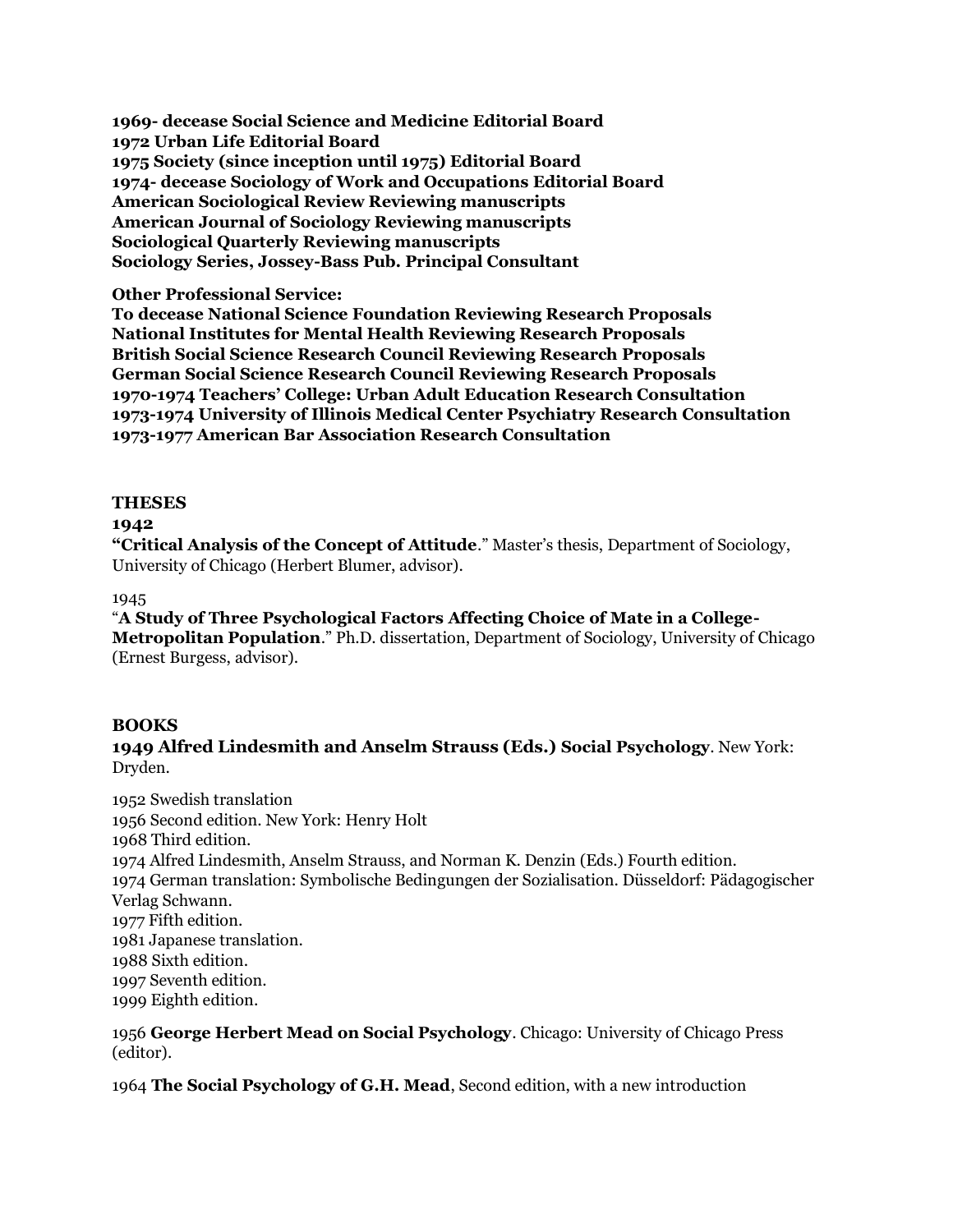**1969- decease Social Science and Medicine Editorial Board**
**1972 Urban Life Editorial Board**
**1975 Society (since inception until 1975) Editorial Board**
**1974- decease Sociology of Work and Occupations Editorial Board**
**American Sociological Review Reviewing manuscripts**
**American Journal of Sociology Reviewing manuscripts**
**Sociological Quarterly Reviewing manuscripts**
**Sociology Series, Jossey-Bass Pub. Principal Consultant**

**Other Professional Service:**
**To decease National Science Foundation Reviewing Research Proposals**
**National Institutes for Mental Health Reviewing Research Proposals**
**British Social Science Research Council Reviewing Research Proposals**
**German Social Science Research Council Reviewing Research Proposals**
**1970-1974 Teachers' College: Urban Adult Education Research Consultation**
**1973-1974 University of Illinois Medical Center Psychiatry Research Consultation**
**1973-1977 American Bar Association Research Consultation**

## THESES

**1942**
**"Critical Analysis of the Concept of Attitude**." Master's thesis, Department of Sociology, University of Chicago (Herbert Blumer, advisor).

1945
"**A Study of Three Psychological Factors Affecting Choice of Mate in a College-Metropolitan Population**." Ph.D. dissertation, Department of Sociology, University of Chicago (Ernest Burgess, advisor).

## BOOKS

**1949 Alfred Lindesmith and Anselm Strauss (Eds.) Social Psychology**. New York: Dryden.

1952 Swedish translation
1956 Second edition. New York: Henry Holt
1968 Third edition.
1974 Alfred Lindesmith, Anselm Strauss, and Norman K. Denzin (Eds.) Fourth edition.
1974 German translation: Symbolische Bedingungen der Sozialisation. Düsseldorf: Pädagogischer Verlag Schwann.
1977 Fifth edition.
1981 Japanese translation.
1988 Sixth edition.
1997 Seventh edition.
1999 Eighth edition.

1956 **George Herbert Mead on Social Psychology**. Chicago: University of Chicago Press (editor).

1964 **The Social Psychology of G.H. Mead**, Second edition, with a new introduction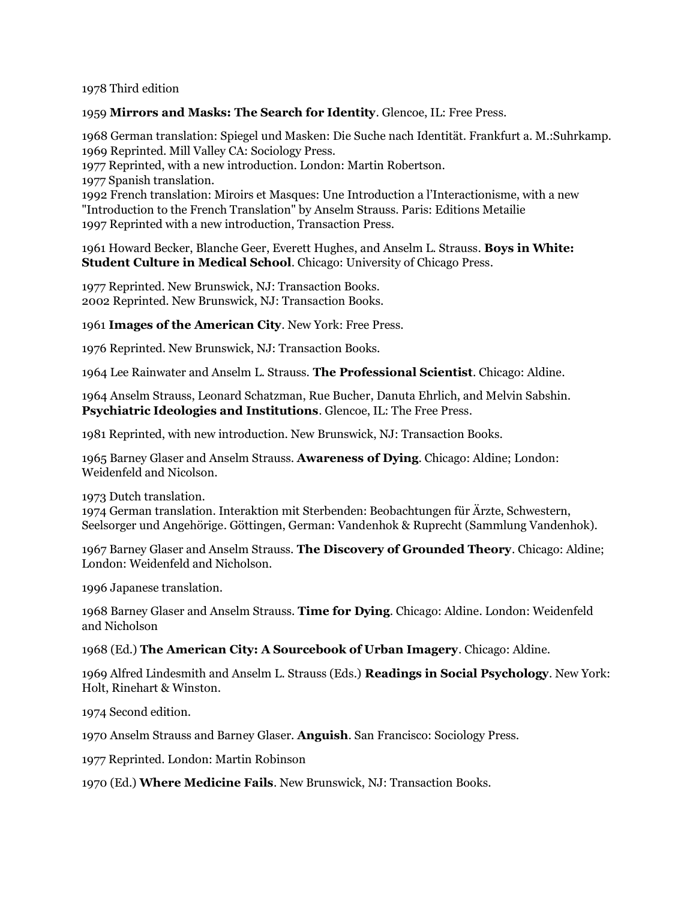1978 Third edition

1959 **Mirrors and Masks: The Search for Identity**. Glencoe, IL: Free Press.

1968 German translation: Spiegel und Masken: Die Suche nach Identität. Frankfurt a. M.:Suhrkamp.
1969 Reprinted. Mill Valley CA: Sociology Press.
1977 Reprinted, with a new introduction. London: Martin Robertson.
1977 Spanish translation.
1992 French translation: Miroirs et Masques: Une Introduction a l'Interactionisme, with a new "Introduction to the French Translation" by Anselm Strauss. Paris: Editions Metailie
1997 Reprinted with a new introduction, Transaction Press.

1961 Howard Becker, Blanche Geer, Everett Hughes, and Anselm L. Strauss. **Boys in White: Student Culture in Medical School**. Chicago: University of Chicago Press.

1977 Reprinted. New Brunswick, NJ: Transaction Books.
2002 Reprinted. New Brunswick, NJ: Transaction Books.

1961 **Images of the American City**. New York: Free Press.

1976 Reprinted. New Brunswick, NJ: Transaction Books.

1964 Lee Rainwater and Anselm L. Strauss. **The Professional Scientist**. Chicago: Aldine.

1964 Anselm Strauss, Leonard Schatzman, Rue Bucher, Danuta Ehrlich, and Melvin Sabshin. **Psychiatric Ideologies and Institutions**. Glencoe, IL: The Free Press.

1981 Reprinted, with new introduction. New Brunswick, NJ: Transaction Books.

1965 Barney Glaser and Anselm Strauss. **Awareness of Dying**. Chicago: Aldine; London: Weidenfeld and Nicolson.

1973 Dutch translation.
1974 German translation. Interaktion mit Sterbenden: Beobachtungen für Ärzte, Schwestern, Seelsorger und Angehörige. Göttingen, German: Vandenhok & Ruprecht (Sammlung Vandenhok).

1967 Barney Glaser and Anselm Strauss. **The Discovery of Grounded Theory**. Chicago: Aldine; London: Weidenfeld and Nicholson.

1996 Japanese translation.

1968 Barney Glaser and Anselm Strauss. **Time for Dying**. Chicago: Aldine. London: Weidenfeld and Nicholson

1968 (Ed.) **The American City: A Sourcebook of Urban Imagery**. Chicago: Aldine.

1969 Alfred Lindesmith and Anselm L. Strauss (Eds.) **Readings in Social Psychology**. New York: Holt, Rinehart & Winston.

1974 Second edition.

1970 Anselm Strauss and Barney Glaser. **Anguish**. San Francisco: Sociology Press.

1977 Reprinted. London: Martin Robinson

1970 (Ed.) **Where Medicine Fails**. New Brunswick, NJ: Transaction Books.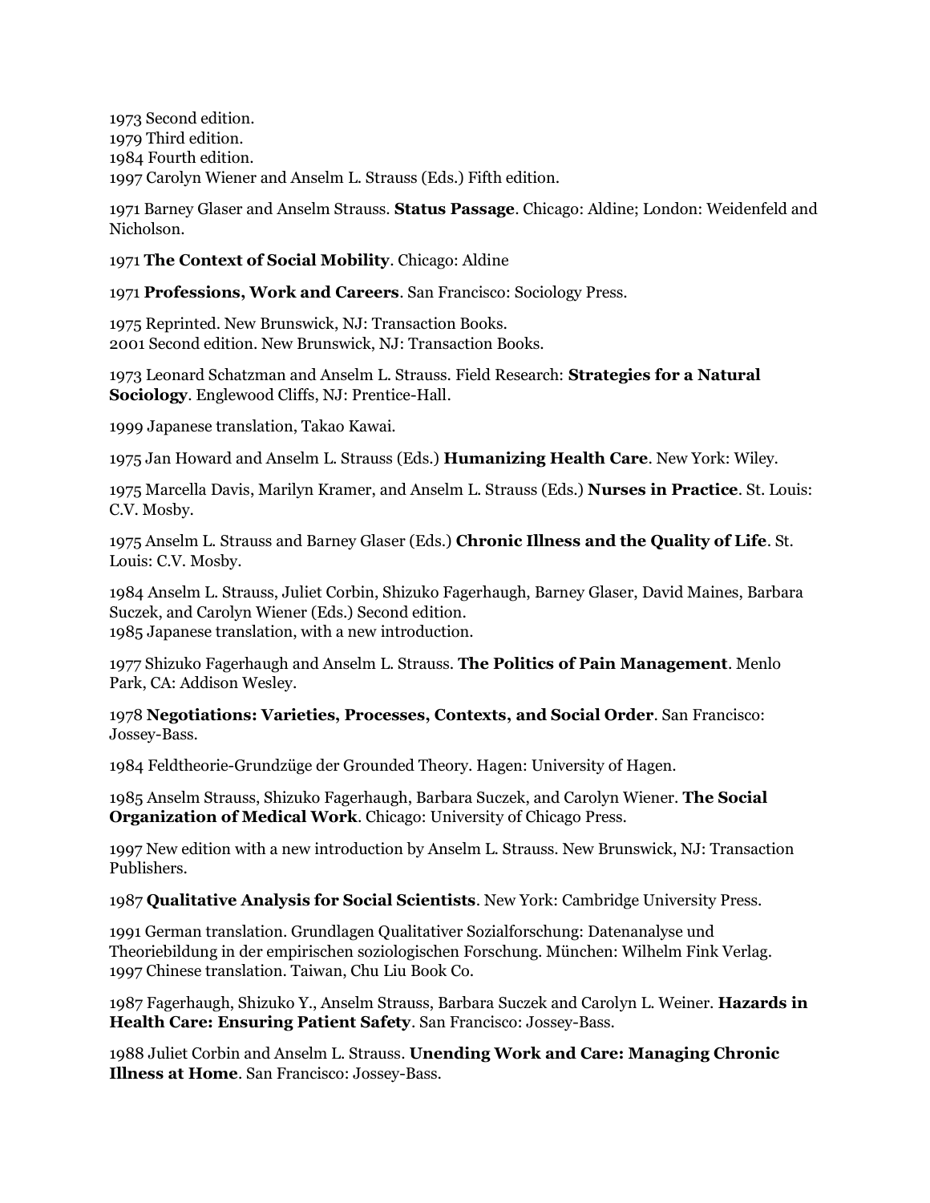1973 Second edition.
1979 Third edition.
1984 Fourth edition.
1997 Carolyn Wiener and Anselm L. Strauss (Eds.) Fifth edition.

1971 Barney Glaser and Anselm Strauss. **Status Passage**. Chicago: Aldine; London: Weidenfeld and Nicholson.

1971 **The Context of Social Mobility**. Chicago: Aldine

1971 **Professions, Work and Careers**. San Francisco: Sociology Press.

1975 Reprinted. New Brunswick, NJ: Transaction Books.
2001 Second edition. New Brunswick, NJ: Transaction Books.

1973 Leonard Schatzman and Anselm L. Strauss. Field Research: **Strategies for a Natural Sociology**. Englewood Cliffs, NJ: Prentice-Hall.

1999 Japanese translation, Takao Kawai.

1975 Jan Howard and Anselm L. Strauss (Eds.) **Humanizing Health Care**. New York: Wiley.

1975 Marcella Davis, Marilyn Kramer, and Anselm L. Strauss (Eds.) **Nurses in Practice**. St. Louis: C.V. Mosby.

1975 Anselm L. Strauss and Barney Glaser (Eds.) **Chronic Illness and the Quality of Life**. St. Louis: C.V. Mosby.

1984 Anselm L. Strauss, Juliet Corbin, Shizuko Fagerhaugh, Barney Glaser, David Maines, Barbara Suczek, and Carolyn Wiener (Eds.) Second edition.
1985 Japanese translation, with a new introduction.

1977 Shizuko Fagerhaugh and Anselm L. Strauss. **The Politics of Pain Management**. Menlo Park, CA: Addison Wesley.

1978 **Negotiations: Varieties, Processes, Contexts, and Social Order**. San Francisco: Jossey-Bass.

1984 Feldtheorie-Grundzüge der Grounded Theory. Hagen: University of Hagen.

1985 Anselm Strauss, Shizuko Fagerhaugh, Barbara Suczek, and Carolyn Wiener. **The Social Organization of Medical Work**. Chicago: University of Chicago Press.

1997 New edition with a new introduction by Anselm L. Strauss. New Brunswick, NJ: Transaction Publishers.

1987 **Qualitative Analysis for Social Scientists**. New York: Cambridge University Press.

1991 German translation. Grundlagen Qualitativer Sozialforschung: Datenanalyse und Theoriebildung in der empirischen soziologischen Forschung. München: Wilhelm Fink Verlag.
1997 Chinese translation. Taiwan, Chu Liu Book Co.

1987 Fagerhaugh, Shizuko Y., Anselm Strauss, Barbara Suczek and Carolyn L. Weiner. **Hazards in Health Care: Ensuring Patient Safety**. San Francisco: Jossey-Bass.

1988 Juliet Corbin and Anselm L. Strauss. **Unending Work and Care: Managing Chronic Illness at Home**. San Francisco: Jossey-Bass.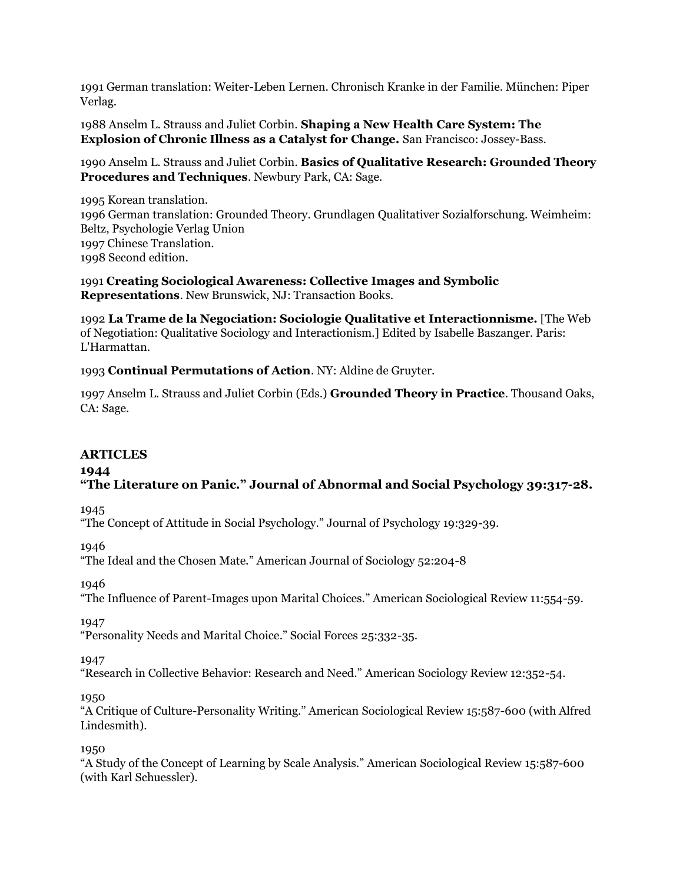1991 German translation: Weiter-Leben Lernen. Chronisch Kranke in der Familie. München: Piper Verlag.

1988 Anselm L. Strauss and Juliet Corbin. **Shaping a New Health Care System: The Explosion of Chronic Illness as a Catalyst for Change.** San Francisco: Jossey-Bass.

1990 Anselm L. Strauss and Juliet Corbin. **Basics of Qualitative Research: Grounded Theory Procedures and Techniques**. Newbury Park, CA: Sage.

1995 Korean translation.
1996 German translation: Grounded Theory. Grundlagen Qualitativer Sozialforschung. Weimheim: Beltz, Psychologie Verlag Union
1997 Chinese Translation.
1998 Second edition.

1991 **Creating Sociological Awareness: Collective Images and Symbolic Representations**. New Brunswick, NJ: Transaction Books.

1992 **La Trame de la Negociation: Sociologie Qualitative et Interactionnisme.** [The Web of Negotiation: Qualitative Sociology and Interactionism.] Edited by Isabelle Baszanger. Paris: L'Harmattan.

1993 **Continual Permutations of Action**. NY: Aldine de Gruyter.

1997 Anselm L. Strauss and Juliet Corbin (Eds.) **Grounded Theory in Practice**. Thousand Oaks, CA: Sage.

## ARTICLES

**1944**
**"The Literature on Panic." Journal of Abnormal and Social Psychology 39:317-28.**

1945
"The Concept of Attitude in Social Psychology." Journal of Psychology 19:329-39.

1946
"The Ideal and the Chosen Mate." American Journal of Sociology 52:204-8

1946
"The Influence of Parent-Images upon Marital Choices." American Sociological Review 11:554-59.

1947
"Personality Needs and Marital Choice." Social Forces 25:332-35.

1947
"Research in Collective Behavior: Research and Need." American Sociology Review 12:352-54.

1950
"A Critique of Culture-Personality Writing." American Sociological Review 15:587-600 (with Alfred Lindesmith).

1950
"A Study of the Concept of Learning by Scale Analysis." American Sociological Review 15:587-600 (with Karl Schuessler).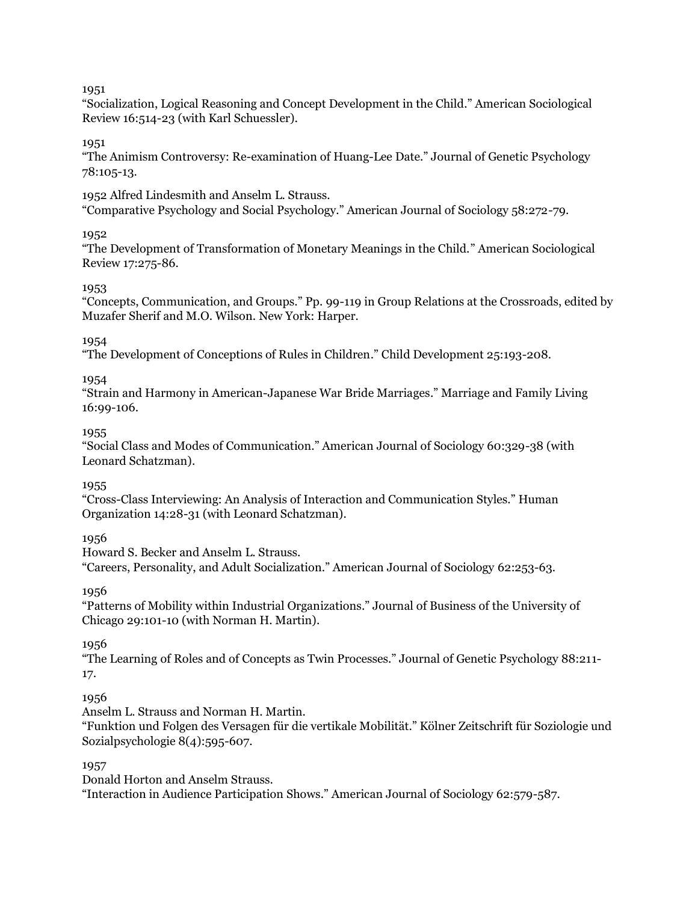1951
"Socialization, Logical Reasoning and Concept Development in the Child." American Sociological Review 16:514-23 (with Karl Schuessler).

1951
"The Animism Controversy: Re-examination of Huang-Lee Date." Journal of Genetic Psychology 78:105-13.

1952 Alfred Lindesmith and Anselm L. Strauss.
"Comparative Psychology and Social Psychology." American Journal of Sociology 58:272-79.

1952
"The Development of Transformation of Monetary Meanings in the Child." American Sociological Review 17:275-86.

1953
"Concepts, Communication, and Groups." Pp. 99-119 in Group Relations at the Crossroads, edited by Muzafer Sherif and M.O. Wilson. New York: Harper.

1954
"The Development of Conceptions of Rules in Children." Child Development 25:193-208.

1954
"Strain and Harmony in American-Japanese War Bride Marriages." Marriage and Family Living 16:99-106.

1955
"Social Class and Modes of Communication." American Journal of Sociology 60:329-38 (with Leonard Schatzman).

1955
"Cross-Class Interviewing: An Analysis of Interaction and Communication Styles." Human Organization 14:28-31 (with Leonard Schatzman).

1956
Howard S. Becker and Anselm L. Strauss.
"Careers, Personality, and Adult Socialization." American Journal of Sociology 62:253-63.

1956
"Patterns of Mobility within Industrial Organizations." Journal of Business of the University of Chicago 29:101-10 (with Norman H. Martin).

1956
"The Learning of Roles and of Concepts as Twin Processes." Journal of Genetic Psychology 88:211-17.

1956
Anselm L. Strauss and Norman H. Martin.
"Funktion und Folgen des Versagen für die vertikale Mobilität." Kölner Zeitschrift für Soziologie und Sozialpsychologie 8(4):595-607.

1957
Donald Horton and Anselm Strauss.
"Interaction in Audience Participation Shows." American Journal of Sociology 62:579-587.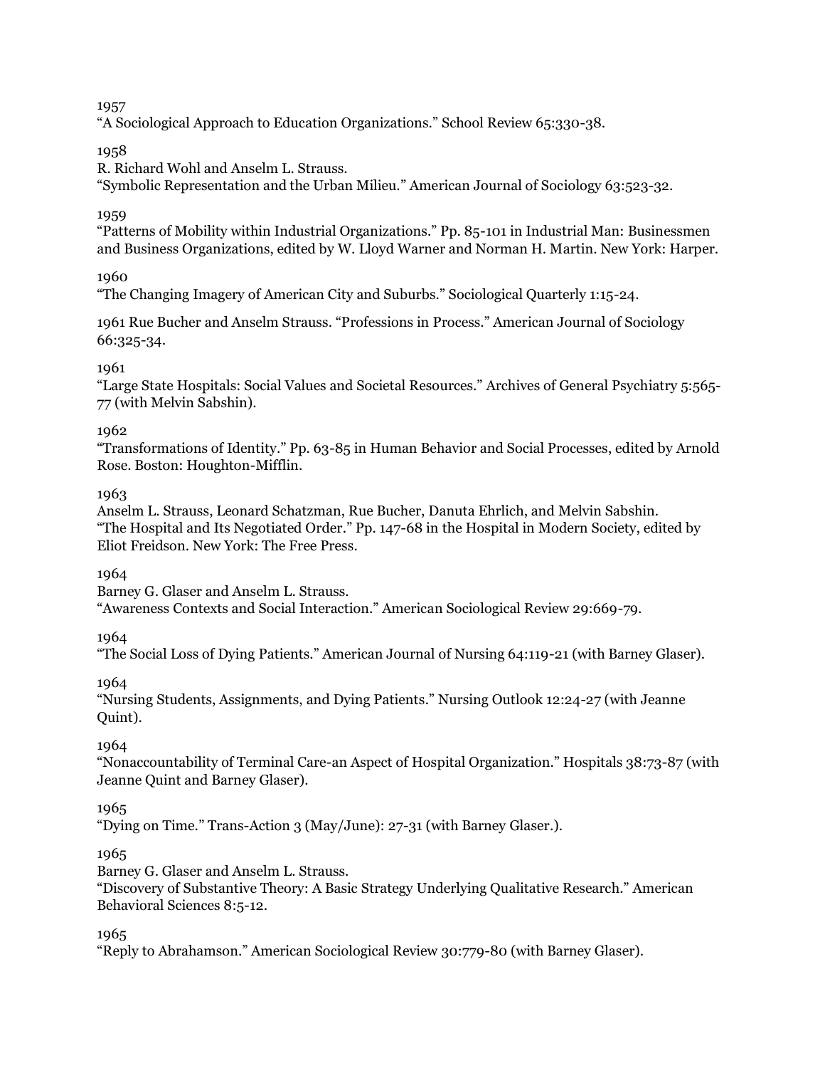1957

"A Sociological Approach to Education Organizations." School Review 65:330-38.

1958

R. Richard Wohl and Anselm L. Strauss.
"Symbolic Representation and the Urban Milieu." American Journal of Sociology 63:523-32.

1959

"Patterns of Mobility within Industrial Organizations." Pp. 85-101 in Industrial Man: Businessmen and Business Organizations, edited by W. Lloyd Warner and Norman H. Martin. New York: Harper.

1960

"The Changing Imagery of American City and Suburbs." Sociological Quarterly 1:15-24.

1961 Rue Bucher and Anselm Strauss. "Professions in Process." American Journal of Sociology 66:325-34.

1961

"Large State Hospitals: Social Values and Societal Resources." Archives of General Psychiatry 5:565-77 (with Melvin Sabshin).

1962

"Transformations of Identity." Pp. 63-85 in Human Behavior and Social Processes, edited by Arnold Rose. Boston: Houghton-Mifflin.

1963

Anselm L. Strauss, Leonard Schatzman, Rue Bucher, Danuta Ehrlich, and Melvin Sabshin.
"The Hospital and Its Negotiated Order." Pp. 147-68 in the Hospital in Modern Society, edited by Eliot Freidson. New York: The Free Press.

1964

Barney G. Glaser and Anselm L. Strauss.
"Awareness Contexts and Social Interaction." American Sociological Review 29:669-79.

1964

"The Social Loss of Dying Patients." American Journal of Nursing 64:119-21 (with Barney Glaser).

1964

"Nursing Students, Assignments, and Dying Patients." Nursing Outlook 12:24-27 (with Jeanne Quint).

1964

"Nonaccountability of Terminal Care-an Aspect of Hospital Organization." Hospitals 38:73-87 (with Jeanne Quint and Barney Glaser).

1965

"Dying on Time." Trans-Action 3 (May/June): 27-31 (with Barney Glaser.).

1965

Barney G. Glaser and Anselm L. Strauss.
"Discovery of Substantive Theory: A Basic Strategy Underlying Qualitative Research." American Behavioral Sciences 8:5-12.

1965

"Reply to Abrahamson." American Sociological Review 30:779-80 (with Barney Glaser).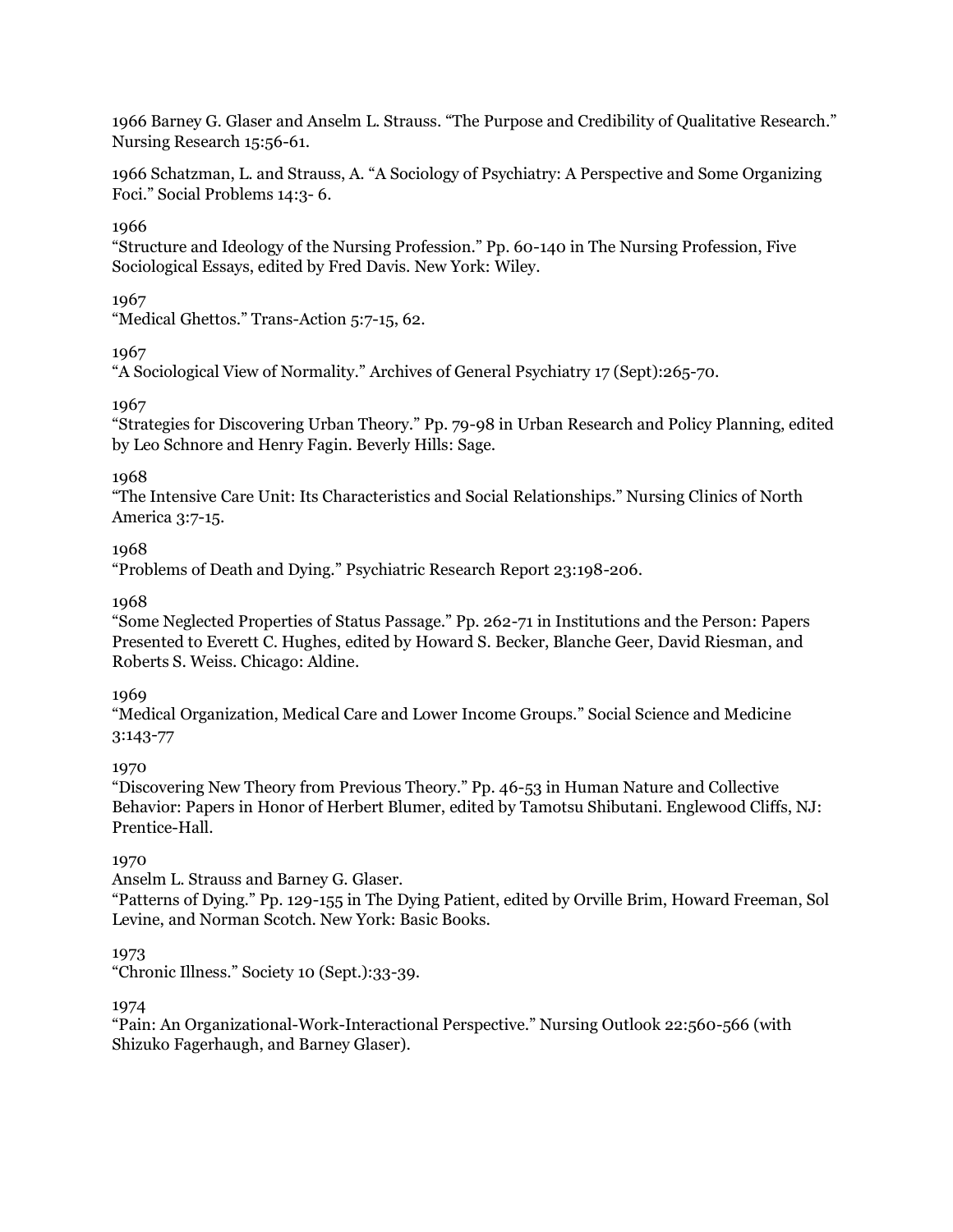1966 Barney G. Glaser and Anselm L. Strauss. "The Purpose and Credibility of Qualitative Research." Nursing Research 15:56-61.

1966 Schatzman, L. and Strauss, A. "A Sociology of Psychiatry: A Perspective and Some Organizing Foci." Social Problems 14:3- 6.

1966
"Structure and Ideology of the Nursing Profession." Pp. 60-140 in The Nursing Profession, Five Sociological Essays, edited by Fred Davis. New York: Wiley.

1967
"Medical Ghettos." Trans-Action 5:7-15, 62.

1967
"A Sociological View of Normality." Archives of General Psychiatry 17 (Sept):265-70.

1967
"Strategies for Discovering Urban Theory." Pp. 79-98 in Urban Research and Policy Planning, edited by Leo Schnore and Henry Fagin. Beverly Hills: Sage.

1968
"The Intensive Care Unit: Its Characteristics and Social Relationships." Nursing Clinics of North America 3:7-15.

1968
"Problems of Death and Dying." Psychiatric Research Report 23:198-206.

1968
"Some Neglected Properties of Status Passage." Pp. 262-71 in Institutions and the Person: Papers Presented to Everett C. Hughes, edited by Howard S. Becker, Blanche Geer, David Riesman, and Roberts S. Weiss. Chicago: Aldine.

1969
"Medical Organization, Medical Care and Lower Income Groups." Social Science and Medicine 3:143-77

1970
"Discovering New Theory from Previous Theory." Pp. 46-53 in Human Nature and Collective Behavior: Papers in Honor of Herbert Blumer, edited by Tamotsu Shibutani. Englewood Cliffs, NJ: Prentice-Hall.

1970
Anselm L. Strauss and Barney G. Glaser.
"Patterns of Dying." Pp. 129-155 in The Dying Patient, edited by Orville Brim, Howard Freeman, Sol Levine, and Norman Scotch. New York: Basic Books.

1973
"Chronic Illness." Society 10 (Sept.):33-39.

1974
"Pain: An Organizational-Work-Interactional Perspective." Nursing Outlook 22:560-566 (with Shizuko Fagerhaugh, and Barney Glaser).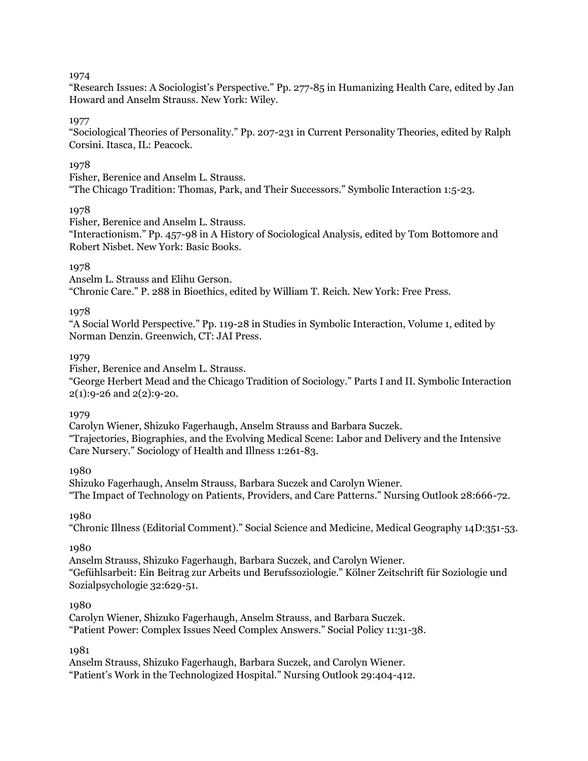1974
"Research Issues: A Sociologist's Perspective." Pp. 277-85 in Humanizing Health Care, edited by Jan Howard and Anselm Strauss. New York: Wiley.

1977
"Sociological Theories of Personality." Pp. 207-231 in Current Personality Theories, edited by Ralph Corsini. Itasca, IL: Peacock.

1978
Fisher, Berenice and Anselm L. Strauss.
"The Chicago Tradition: Thomas, Park, and Their Successors." Symbolic Interaction 1:5-23.

1978
Fisher, Berenice and Anselm L. Strauss.
"Interactionism." Pp. 457-98 in A History of Sociological Analysis, edited by Tom Bottomore and Robert Nisbet. New York: Basic Books.

1978
Anselm L. Strauss and Elihu Gerson.
"Chronic Care." P. 288 in Bioethics, edited by William T. Reich. New York: Free Press.

1978
"A Social World Perspective." Pp. 119-28 in Studies in Symbolic Interaction, Volume 1, edited by Norman Denzin. Greenwich, CT: JAI Press.

1979
Fisher, Berenice and Anselm L. Strauss.
"George Herbert Mead and the Chicago Tradition of Sociology." Parts I and II. Symbolic Interaction 2(1):9-26 and 2(2):9-20.

1979
Carolyn Wiener, Shizuko Fagerhaugh, Anselm Strauss and Barbara Suczek.
"Trajectories, Biographies, and the Evolving Medical Scene: Labor and Delivery and the Intensive Care Nursery." Sociology of Health and Illness 1:261-83.

1980
Shizuko Fagerhaugh, Anselm Strauss, Barbara Suczek and Carolyn Wiener.
"The Impact of Technology on Patients, Providers, and Care Patterns." Nursing Outlook 28:666-72.

1980
"Chronic Illness (Editorial Comment)." Social Science and Medicine, Medical Geography 14D:351-53.

1980
Anselm Strauss, Shizuko Fagerhaugh, Barbara Suczek, and Carolyn Wiener.
"Gefühlsarbeit: Ein Beitrag zur Arbeits und Berufssoziologie." Kölner Zeitschrift für Soziologie und Sozialpsychologie 32:629-51.

1980
Carolyn Wiener, Shizuko Fagerhaugh, Anselm Strauss, and Barbara Suczek.
"Patient Power: Complex Issues Need Complex Answers." Social Policy 11:31-38.

1981
Anselm Strauss, Shizuko Fagerhaugh, Barbara Suczek, and Carolyn Wiener.
"Patient's Work in the Technologized Hospital." Nursing Outlook 29:404-412.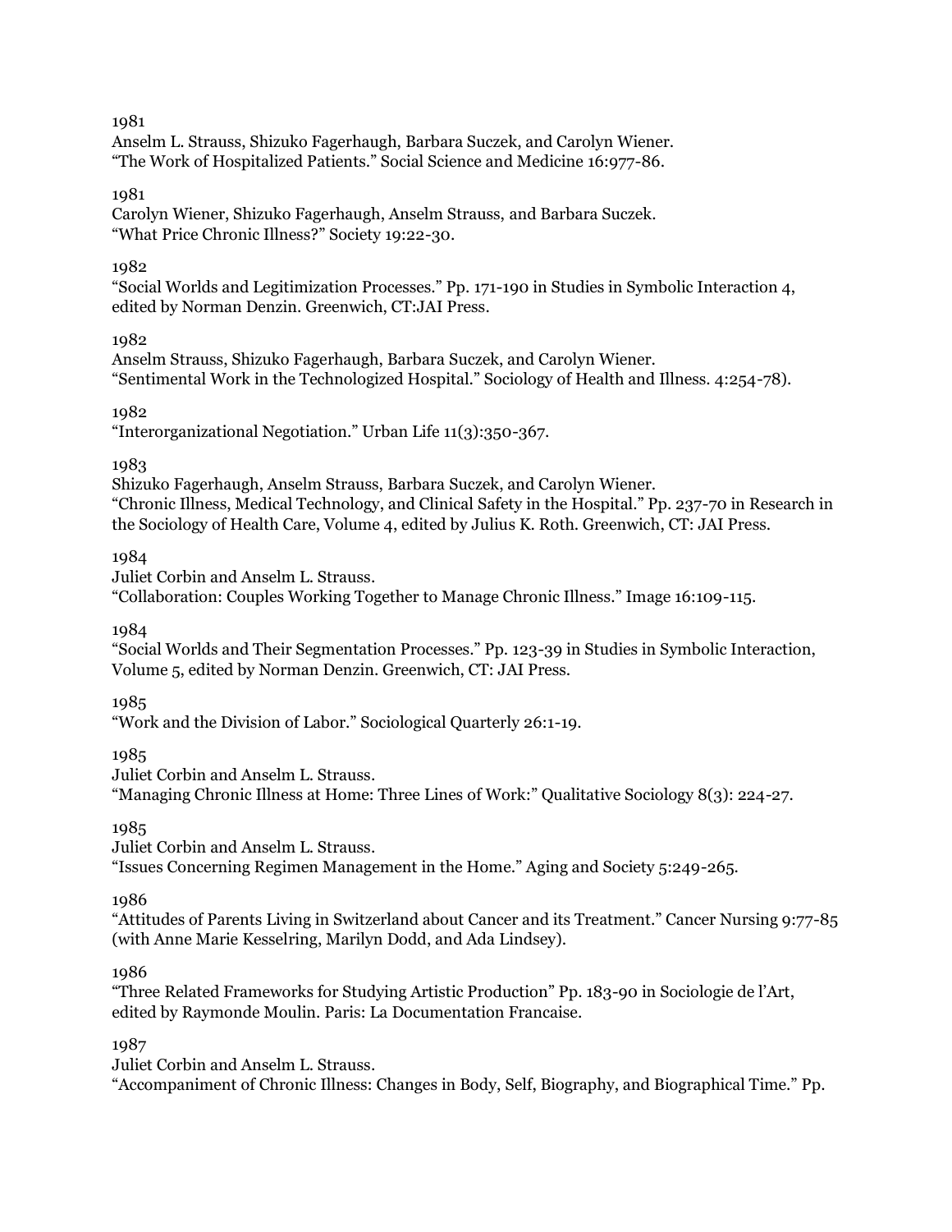1981
Anselm L. Strauss, Shizuko Fagerhaugh, Barbara Suczek, and Carolyn Wiener.
"The Work of Hospitalized Patients." Social Science and Medicine 16:977-86.

1981
Carolyn Wiener, Shizuko Fagerhaugh, Anselm Strauss, and Barbara Suczek.
"What Price Chronic Illness?" Society 19:22-30.

1982
"Social Worlds and Legitimization Processes." Pp. 171-190 in Studies in Symbolic Interaction 4, edited by Norman Denzin. Greenwich, CT:JAI Press.

1982
Anselm Strauss, Shizuko Fagerhaugh, Barbara Suczek, and Carolyn Wiener.
"Sentimental Work in the Technologized Hospital." Sociology of Health and Illness. 4:254-78).

1982
"Interorganizational Negotiation." Urban Life 11(3):350-367.

1983
Shizuko Fagerhaugh, Anselm Strauss, Barbara Suczek, and Carolyn Wiener.
"Chronic Illness, Medical Technology, and Clinical Safety in the Hospital." Pp. 237-70 in Research in the Sociology of Health Care, Volume 4, edited by Julius K. Roth. Greenwich, CT: JAI Press.

1984
Juliet Corbin and Anselm L. Strauss.
"Collaboration: Couples Working Together to Manage Chronic Illness." Image 16:109-115.

1984
"Social Worlds and Their Segmentation Processes." Pp. 123-39 in Studies in Symbolic Interaction, Volume 5, edited by Norman Denzin. Greenwich, CT: JAI Press.

1985
"Work and the Division of Labor." Sociological Quarterly 26:1-19.

1985
Juliet Corbin and Anselm L. Strauss.
"Managing Chronic Illness at Home: Three Lines of Work:" Qualitative Sociology 8(3): 224-27.

1985
Juliet Corbin and Anselm L. Strauss.
"Issues Concerning Regimen Management in the Home." Aging and Society 5:249-265.

1986
"Attitudes of Parents Living in Switzerland about Cancer and its Treatment." Cancer Nursing 9:77-85 (with Anne Marie Kesselring, Marilyn Dodd, and Ada Lindsey).

1986
"Three Related Frameworks for Studying Artistic Production" Pp. 183-90 in Sociologie de l'Art, edited by Raymonde Moulin. Paris: La Documentation Francaise.

1987
Juliet Corbin and Anselm L. Strauss.
"Accompaniment of Chronic Illness: Changes in Body, Self, Biography, and Biographical Time." Pp.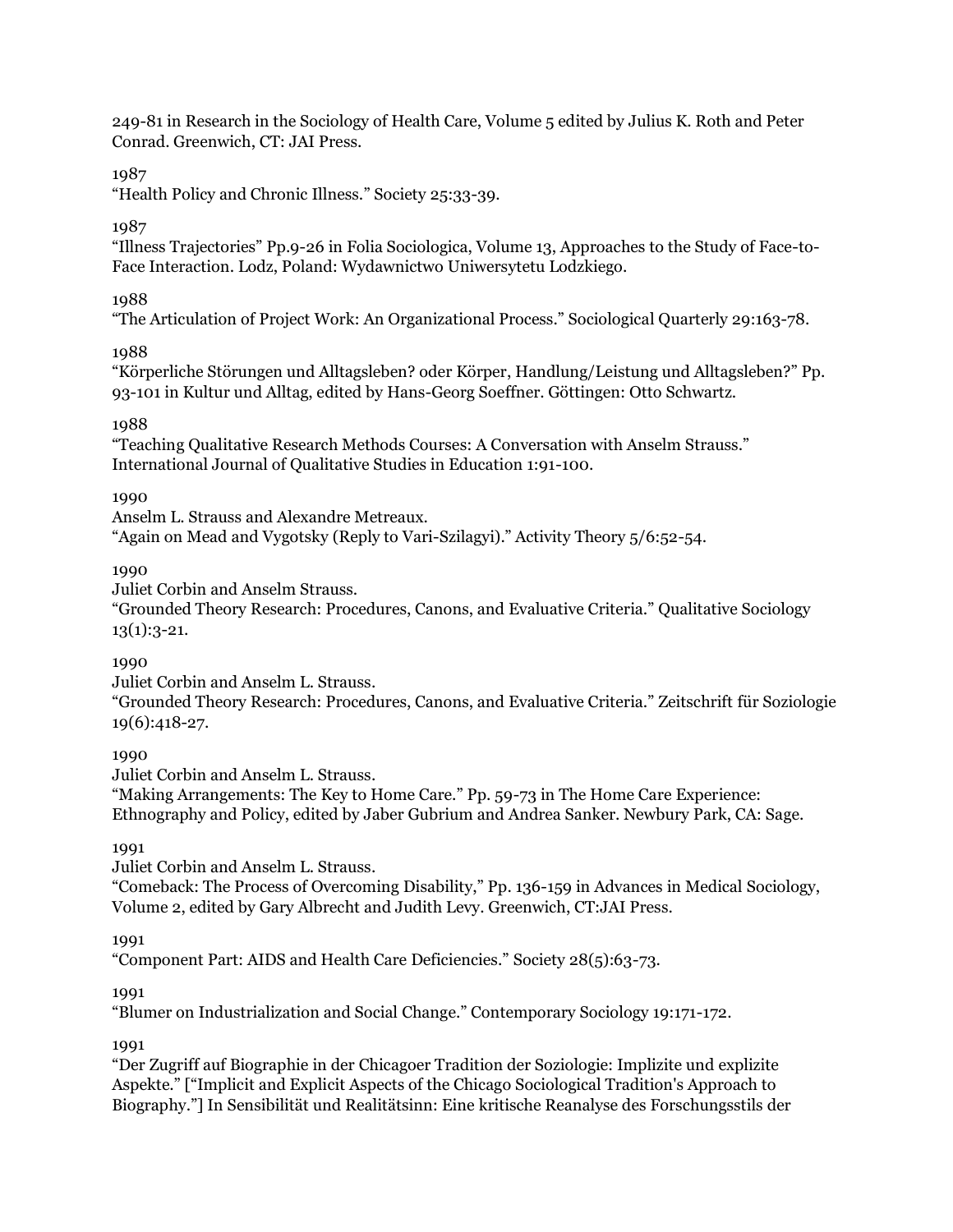249-81 in Research in the Sociology of Health Care, Volume 5 edited by Julius K. Roth and Peter Conrad. Greenwich, CT: JAI Press.

1987
"Health Policy and Chronic Illness." Society 25:33-39.

1987
"Illness Trajectories" Pp.9-26 in Folia Sociologica, Volume 13, Approaches to the Study of Face-to-Face Interaction. Lodz, Poland: Wydawnictwo Uniwersytetu Lodzkiego.

1988
"The Articulation of Project Work: An Organizational Process." Sociological Quarterly 29:163-78.

1988
"Körperliche Störungen und Alltagsleben? oder Körper, Handlung/Leistung und Alltagsleben?" Pp. 93-101 in Kultur und Alltag, edited by Hans-Georg Soeffner. Göttingen: Otto Schwartz.

1988
"Teaching Qualitative Research Methods Courses: A Conversation with Anselm Strauss." International Journal of Qualitative Studies in Education 1:91-100.

1990
Anselm L. Strauss and Alexandre Metreaux.
"Again on Mead and Vygotsky (Reply to Vari-Szilagyi)." Activity Theory 5/6:52-54.

1990
Juliet Corbin and Anselm Strauss.
"Grounded Theory Research: Procedures, Canons, and Evaluative Criteria." Qualitative Sociology 13(1):3-21.

1990
Juliet Corbin and Anselm L. Strauss.
"Grounded Theory Research: Procedures, Canons, and Evaluative Criteria." Zeitschrift für Soziologie 19(6):418-27.

1990
Juliet Corbin and Anselm L. Strauss.
"Making Arrangements: The Key to Home Care." Pp. 59-73 in The Home Care Experience: Ethnography and Policy, edited by Jaber Gubrium and Andrea Sanker. Newbury Park, CA: Sage.

1991
Juliet Corbin and Anselm L. Strauss.
"Comeback: The Process of Overcoming Disability," Pp. 136-159 in Advances in Medical Sociology, Volume 2, edited by Gary Albrecht and Judith Levy. Greenwich, CT:JAI Press.

1991
"Component Part: AIDS and Health Care Deficiencies." Society 28(5):63-73.

1991
"Blumer on Industrialization and Social Change." Contemporary Sociology 19:171-172.

1991
"Der Zugriff auf Biographie in der Chicagoer Tradition der Soziologie: Implizite und explizite Aspekte." ["Implicit and Explicit Aspects of the Chicago Sociological Tradition's Approach to Biography."] In Sensibilität und Realitätsinn: Eine kritische Reanalyse des Forschungsstils der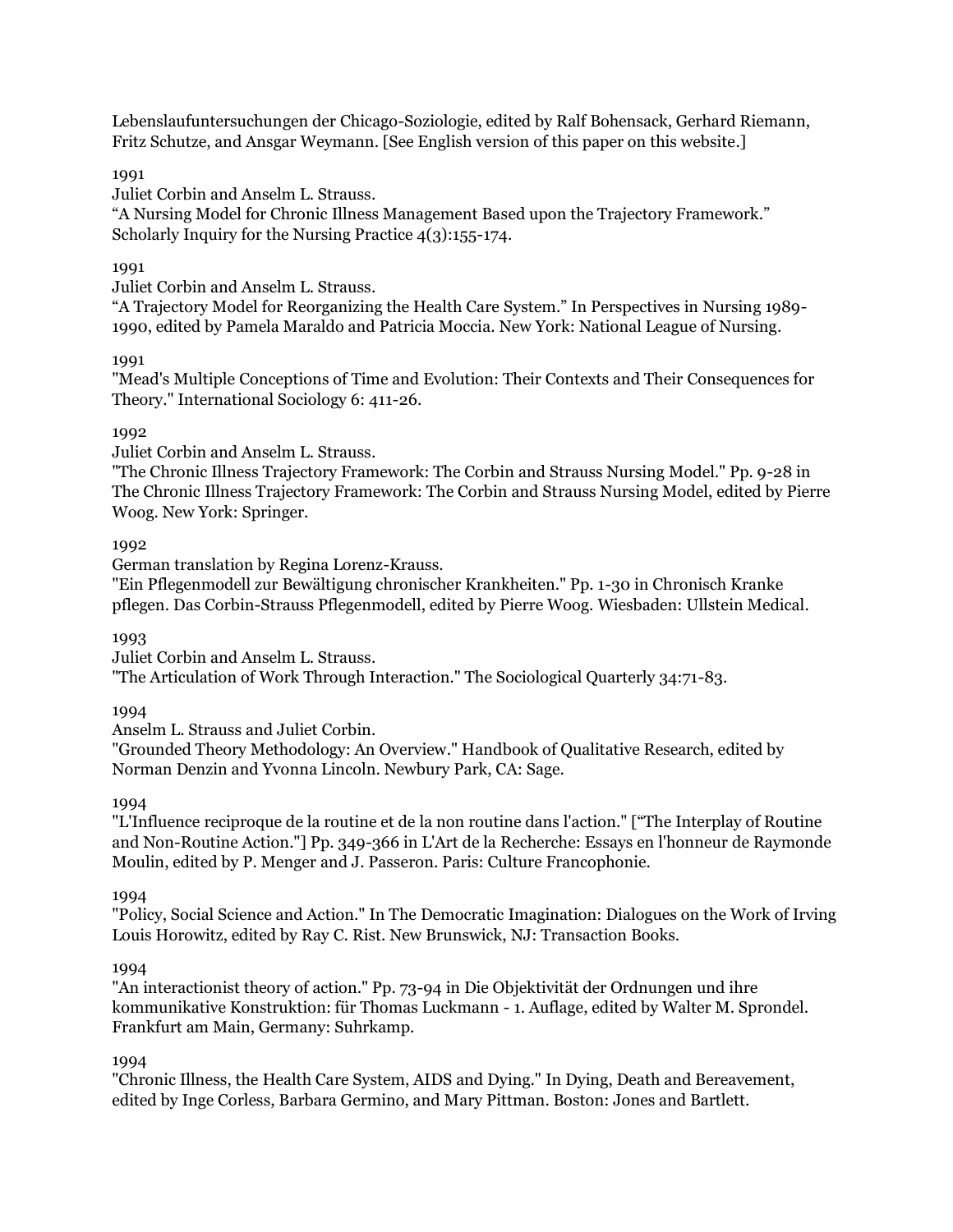Lebenslaufuntersuchungen der Chicago-Soziologie, edited by Ralf Bohensack, Gerhard Riemann, Fritz Schutze, and Ansgar Weymann. [See English version of this paper on this website.]

1991
Juliet Corbin and Anselm L. Strauss.
"A Nursing Model for Chronic Illness Management Based upon the Trajectory Framework." Scholarly Inquiry for the Nursing Practice 4(3):155-174.

1991
Juliet Corbin and Anselm L. Strauss.
"A Trajectory Model for Reorganizing the Health Care System." In Perspectives in Nursing 1989-1990, edited by Pamela Maraldo and Patricia Moccia. New York: National League of Nursing.

1991
"Mead's Multiple Conceptions of Time and Evolution: Their Contexts and Their Consequences for Theory." International Sociology 6: 411-26.

1992
Juliet Corbin and Anselm L. Strauss.
"The Chronic Illness Trajectory Framework: The Corbin and Strauss Nursing Model." Pp. 9-28 in The Chronic Illness Trajectory Framework: The Corbin and Strauss Nursing Model, edited by Pierre Woog. New York: Springer.

1992
German translation by Regina Lorenz-Krauss.
"Ein Pflegenmodell zur Bewältigung chronischer Krankheiten." Pp. 1-30 in Chronisch Kranke pflegen. Das Corbin-Strauss Pflegenmodell, edited by Pierre Woog. Wiesbaden: Ullstein Medical.

1993
Juliet Corbin and Anselm L. Strauss.
"The Articulation of Work Through Interaction." The Sociological Quarterly 34:71-83.

1994
Anselm L. Strauss and Juliet Corbin.
"Grounded Theory Methodology: An Overview." Handbook of Qualitative Research, edited by Norman Denzin and Yvonna Lincoln. Newbury Park, CA: Sage.

1994
"L'Influence reciproque de la routine et de la non routine dans l'action." ["The Interplay of Routine and Non-Routine Action."] Pp. 349-366 in L'Art de la Recherche: Essays en l'honneur de Raymonde Moulin, edited by P. Menger and J. Passeron. Paris: Culture Francophonie.

1994
"Policy, Social Science and Action." In The Democratic Imagination: Dialogues on the Work of Irving Louis Horowitz, edited by Ray C. Rist. New Brunswick, NJ: Transaction Books.

1994
"An interactionist theory of action." Pp. 73-94 in Die Objektivität der Ordnungen und ihre kommunikative Konstruktion: für Thomas Luckmann - 1. Auflage, edited by Walter M. Sprondel. Frankfurt am Main, Germany: Suhrkamp.

1994
"Chronic Illness, the Health Care System, AIDS and Dying." In Dying, Death and Bereavement, edited by Inge Corless, Barbara Germino, and Mary Pittman. Boston: Jones and Bartlett.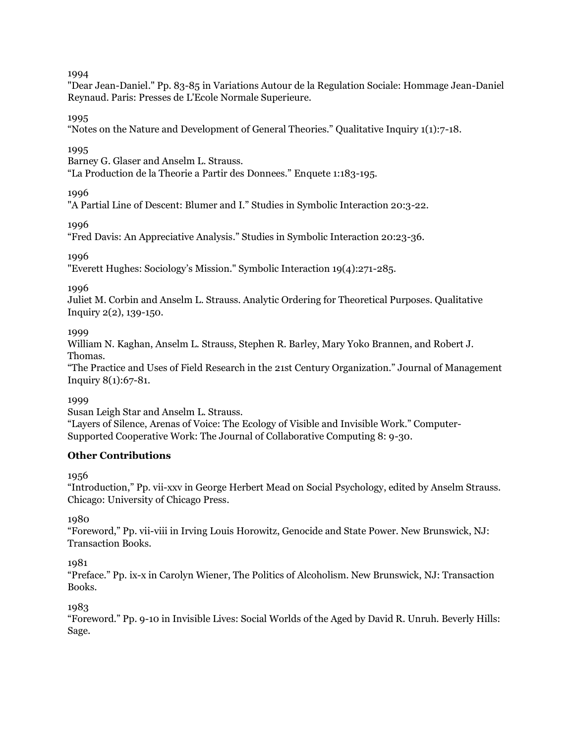1994
"Dear Jean-Daniel." Pp. 83-85 in Variations Autour de la Regulation Sociale: Hommage Jean-Daniel Reynaud. Paris: Presses de L'Ecole Normale Superieure.

1995
"Notes on the Nature and Development of General Theories." Qualitative Inquiry 1(1):7-18.

1995
Barney G. Glaser and Anselm L. Strauss.
"La Production de la Theorie a Partir des Donnees." Enquete 1:183-195.

1996
"A Partial Line of Descent: Blumer and I." Studies in Symbolic Interaction 20:3-22.

1996
"Fred Davis: An Appreciative Analysis." Studies in Symbolic Interaction 20:23-36.

1996
"Everett Hughes: Sociology's Mission." Symbolic Interaction 19(4):271-285.

1996
Juliet M. Corbin and Anselm L. Strauss. Analytic Ordering for Theoretical Purposes. Qualitative Inquiry 2(2), 139-150.

1999
William N. Kaghan, Anselm L. Strauss, Stephen R. Barley, Mary Yoko Brannen, and Robert J. Thomas.
"The Practice and Uses of Field Research in the 21st Century Organization." Journal of Management Inquiry 8(1):67-81.

1999
Susan Leigh Star and Anselm L. Strauss.
"Layers of Silence, Arenas of Voice: The Ecology of Visible and Invisible Work." Computer-Supported Cooperative Work: The Journal of Collaborative Computing 8: 9-30.

**Other Contributions**

1956
"Introduction," Pp. vii-xxv in George Herbert Mead on Social Psychology, edited by Anselm Strauss. Chicago: University of Chicago Press.

1980
"Foreword," Pp. vii-viii in Irving Louis Horowitz, Genocide and State Power. New Brunswick, NJ: Transaction Books.

1981
"Preface." Pp. ix-x in Carolyn Wiener, The Politics of Alcoholism. New Brunswick, NJ: Transaction Books.

1983
"Foreword." Pp. 9-10 in Invisible Lives: Social Worlds of the Aged by David R. Unruh. Beverly Hills: Sage.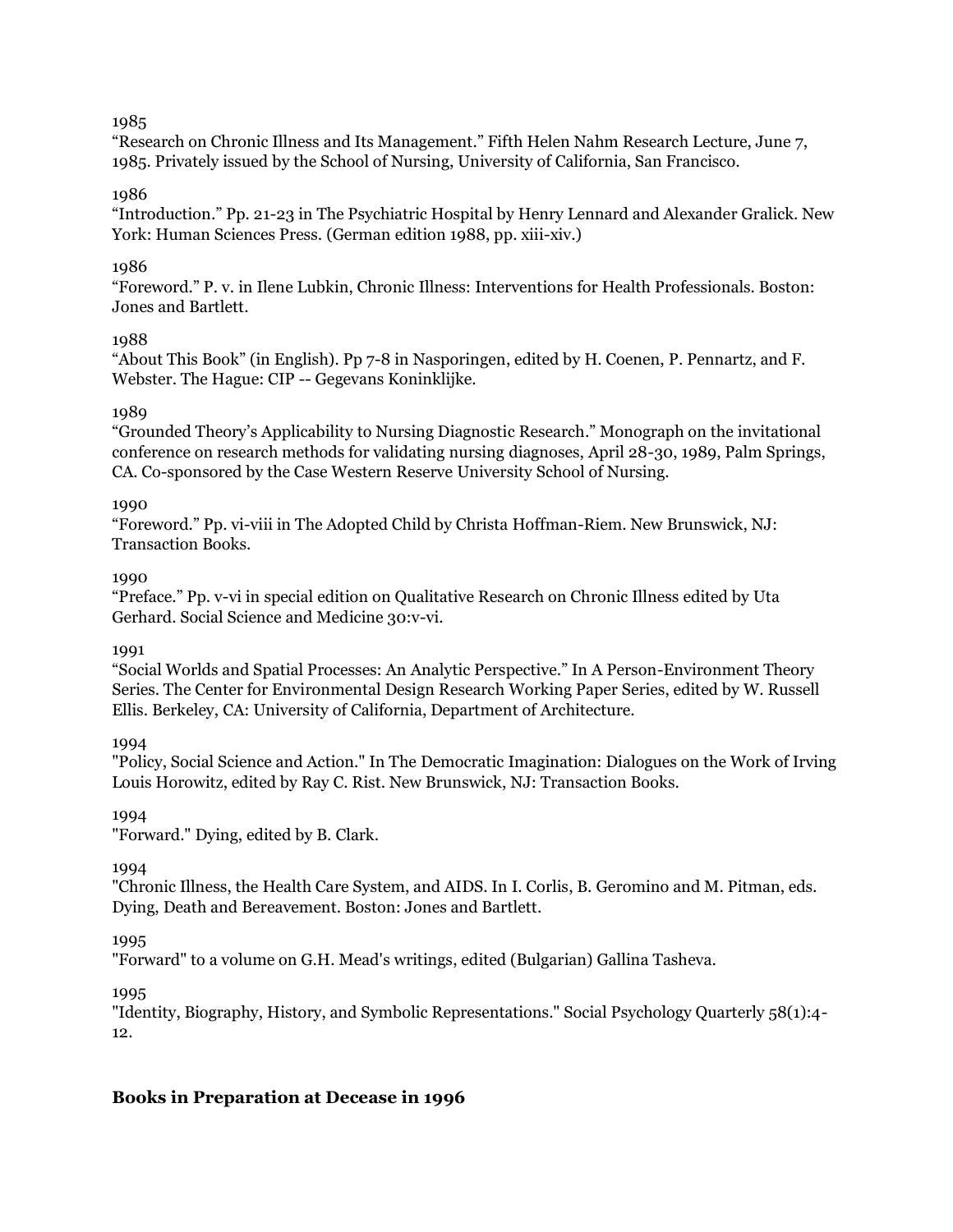1985
“Research on Chronic Illness and Its Management.” Fifth Helen Nahm Research Lecture, June 7, 1985. Privately issued by the School of Nursing, University of California, San Francisco.

1986
“Introduction.” Pp. 21-23 in The Psychiatric Hospital by Henry Lennard and Alexander Gralick. New York: Human Sciences Press. (German edition 1988, pp. xiii-xiv.)

1986
“Foreword.” P. v. in Ilene Lubkin, Chronic Illness: Interventions for Health Professionals. Boston: Jones and Bartlett.

1988
“About This Book” (in English). Pp 7-8 in Nasporingen, edited by H. Coenen, P. Pennartz, and F. Webster. The Hague: CIP -- Gegevans Koninklijke.

1989
“Grounded Theory’s Applicability to Nursing Diagnostic Research.” Monograph on the invitational conference on research methods for validating nursing diagnoses, April 28-30, 1989, Palm Springs, CA. Co-sponsored by the Case Western Reserve University School of Nursing.

1990
“Foreword.” Pp. vi-viii in The Adopted Child by Christa Hoffman-Riem. New Brunswick, NJ: Transaction Books.

1990
“Preface.” Pp. v-vi in special edition on Qualitative Research on Chronic Illness edited by Uta Gerhard. Social Science and Medicine 30:v-vi.

1991
“Social Worlds and Spatial Processes: An Analytic Perspective.” In A Person-Environment Theory Series. The Center for Environmental Design Research Working Paper Series, edited by W. Russell Ellis. Berkeley, CA: University of California, Department of Architecture.

1994
"Policy, Social Science and Action." In The Democratic Imagination: Dialogues on the Work of Irving Louis Horowitz, edited by Ray C. Rist. New Brunswick, NJ: Transaction Books.

1994
"Forward." Dying, edited by B. Clark.

1994
"Chronic Illness, the Health Care System, and AIDS. In I. Corlis, B. Geromino and M. Pitman, eds. Dying, Death and Bereavement. Boston: Jones and Bartlett.

1995
"Forward" to a volume on G.H. Mead's writings, edited (Bulgarian) Gallina Tasheva.

1995
"Identity, Biography, History, and Symbolic Representations." Social Psychology Quarterly 58(1):4-12.

## Books in Preparation at Decease in 1996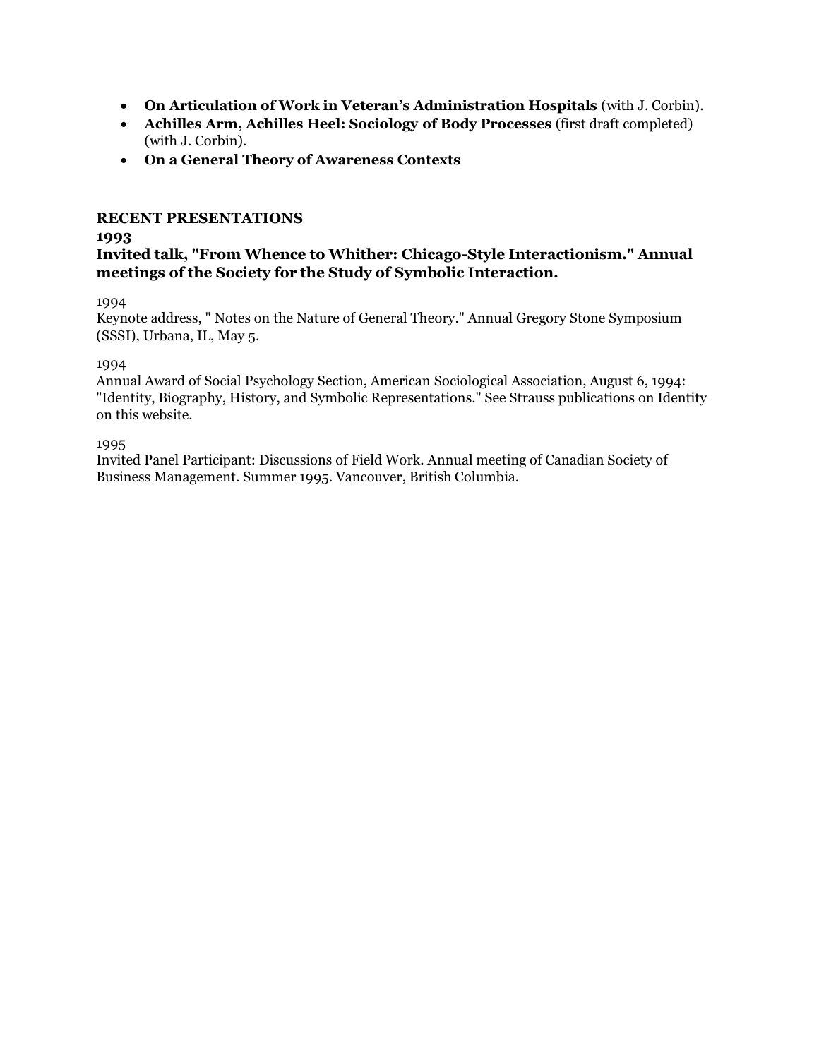- **On Articulation of Work in Veteran's Administration Hospitals** (with J. Corbin).
- **Achilles Arm, Achilles Heel: Sociology of Body Processes** (first draft completed) (with J. Corbin).
- **On a General Theory of Awareness Contexts**

**RECENT PRESENTATIONS**

**1993**

**Invited talk, "From Whence to Whither: Chicago-Style Interactionism." Annual meetings of the Society for the Study of Symbolic Interaction.**

1994

Keynote address, " Notes on the Nature of General Theory." Annual Gregory Stone Symposium (SSSI), Urbana, IL, May 5.

1994

Annual Award of Social Psychology Section, American Sociological Association, August 6, 1994: "Identity, Biography, History, and Symbolic Representations." See Strauss publications on Identity on this website.

1995

Invited Panel Participant: Discussions of Field Work. Annual meeting of Canadian Society of Business Management. Summer 1995. Vancouver, British Columbia.